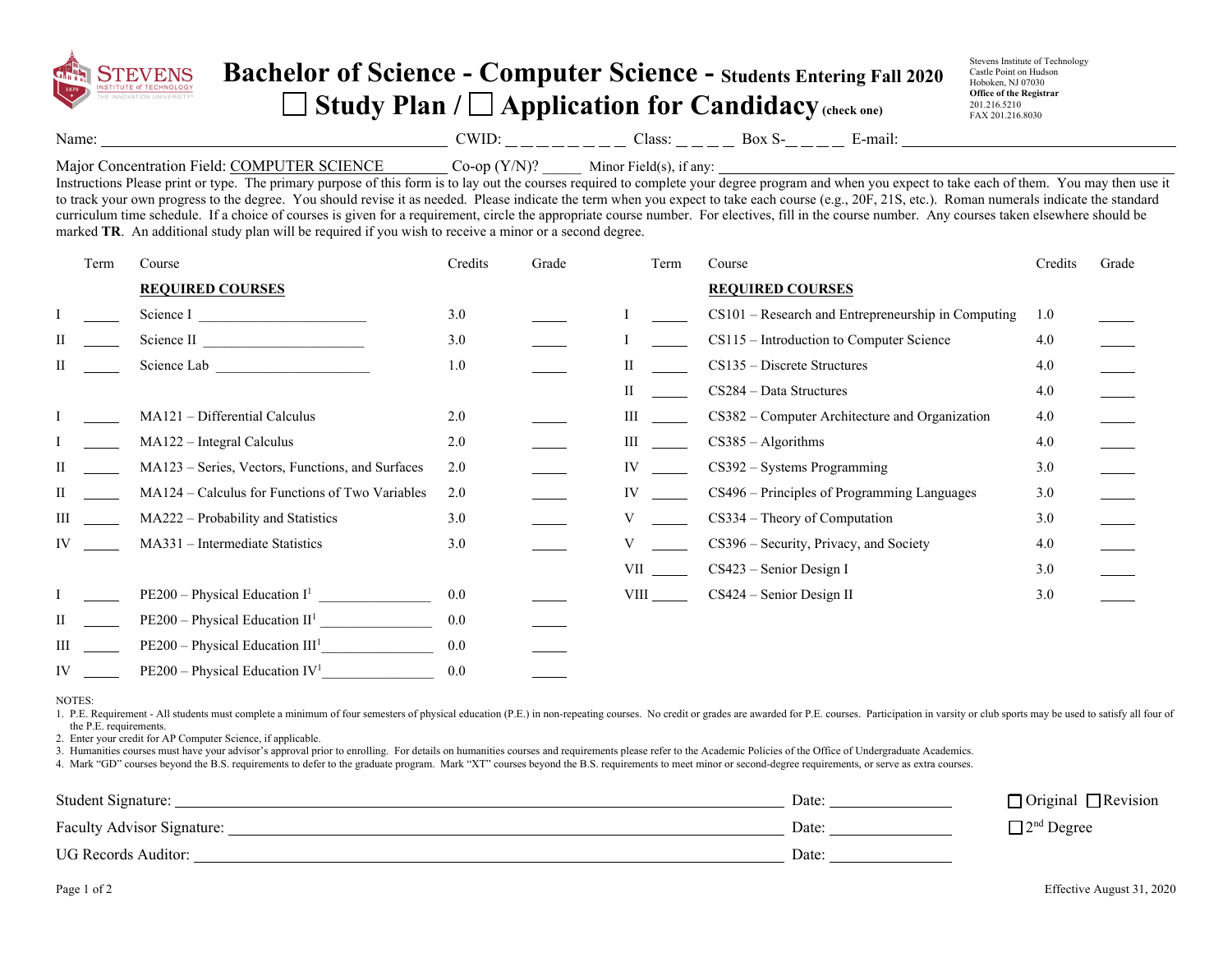# Bachelor of Science - Computer Science - Students Entering Fall 2020

☐ Study Plan / ☐ Application for Candidacy (check one)

Stevens Institute of Technology
Castle Point on Hudson
Hoboken, NJ 07030
**Office of the Registrar**
201.216.5210
FAX 201.216.8030

Name: ______________________ CWID: _ _ _ _ _ _ _ _ Class: _ _ _ _ Box S-_ _ _ _ E-mail: ______________________

Major Concentration Field: COMPUTER SCIENCE Co-op (Y/N)? _____ Minor Field(s), if any: ______________________

Instructions Please print or type. The primary purpose of this form is to lay out the courses required to complete your degree program and when you expect to take each of them. You may then use it to track your own progress to the degree. You should revise it as needed. Please indicate the term when you expect to take each course (e.g., 20F, 21S, etc.). Roman numerals indicate the standard curriculum time schedule. If a choice of courses is given for a requirement, circle the appropriate course number. For electives, fill in the course number. Any courses taken elsewhere should be marked **TR**. An additional study plan will be required if you wish to receive a minor or a second degree.

| | Term | Course | Credits | Grade |
|---|---|---|---|---|
| | | **REQUIRED COURSES** | | |
| I | ____ | Science I ____________ | 3.0 | ____ |
| II | ____ | Science II ____________ | 3.0 | ____ |
| II | ____ | Science Lab ____________ | 1.0 | ____ |
| I | ____ | MA121 – Differential Calculus | 2.0 | ____ |
| I | ____ | MA122 – Integral Calculus | 2.0 | ____ |
| II | ____ | MA123 – Series, Vectors, Functions, and Surfaces | 2.0 | ____ |
| II | ____ | MA124 – Calculus for Functions of Two Variables | 2.0 | ____ |
| III | ____ | MA222 – Probability and Statistics | 3.0 | ____ |
| IV | ____ | MA331 – Intermediate Statistics | 3.0 | ____ |
| I | ____ | PE200 – Physical Education I[1] ____________ | 0.0 | ____ |
| II | ____ | PE200 – Physical Education II[1] ____________ | 0.0 | ____ |
| III | ____ | PE200 – Physical Education III[1] ____________ | 0.0 | ____ |
| IV | ____ | PE200 – Physical Education IV[1] ____________ | 0.0 | ____ |

| | Term | Course | Credits | Grade |
|---|---|---|---|---|
| | | **REQUIRED COURSES** | | |
| I | ____ | CS101 – Research and Entrepreneurship in Computing | 1.0 | ____ |
| I | ____ | CS115 – Introduction to Computer Science | 4.0 | ____ |
| II | ____ | CS135 – Discrete Structures | 4.0 | ____ |
| II | ____ | CS284 – Data Structures | 4.0 | ____ |
| III | ____ | CS382 – Computer Architecture and Organization | 4.0 | ____ |
| III | ____ | CS385 – Algorithms | 4.0 | ____ |
| IV | ____ | CS392 – Systems Programming | 3.0 | ____ |
| IV | ____ | CS496 – Principles of Programming Languages | 3.0 | ____ |
| V | ____ | CS334 – Theory of Computation | 3.0 | ____ |
| V | ____ | CS396 – Security, Privacy, and Society | 4.0 | ____ |
| VII | ____ | CS423 – Senior Design I | 3.0 | ____ |
| VIII | ____ | CS424 – Senior Design II | 3.0 | ____ |

NOTES:

1. P.E. Requirement - All students must complete a minimum of four semesters of physical education (P.E.) in non-repeating courses. No credit or grades are awarded for P.E. courses. Participation in varsity or club sports may be used to satisfy all four of the P.E. requirements.
2. Enter your credit for AP Computer Science, if applicable.
3. Humanities courses must have your advisor's approval prior to enrolling. For details on humanities courses and requirements please refer to the Academic Policies of the Office of Undergraduate Academics.
4. Mark "GD" courses beyond the B.S. requirements to defer to the graduate program. Mark "XT" courses beyond the B.S. requirements to meet minor or second-degree requirements, or serve as extra courses.

Student Signature: ______________________ Date: __________ ☐ Original ☐ Revision

Faculty Advisor Signature: ______________________ Date: __________ ☐ 2nd Degree

UG Records Auditor: ______________________ Date: __________

Effective August 31, 2020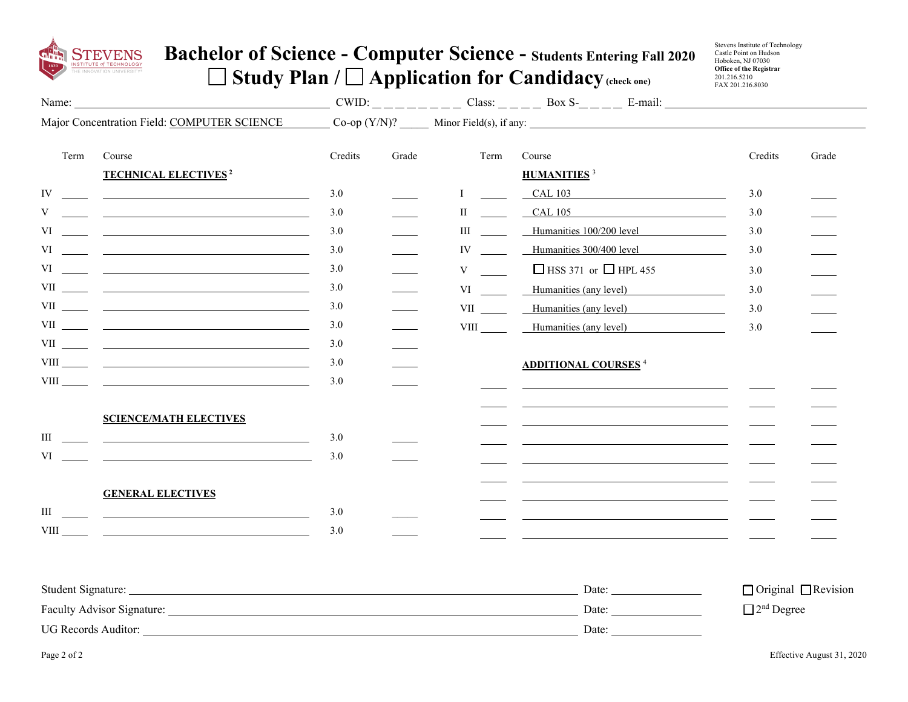# Bachelor of Science - Computer Science - Students Entering Fall 2020

☐ Study Plan / ☐ Application for Candidacy (check one)

Stevens Institute of Technology
Castle Point on Hudson
Hoboken, NJ 07030
**Office of the Registrar**
201.216.5210
FAX 201.216.8030

Name: ______________________ CWID: _ _ _ _ _ _ _ _ _ Class: _ _ _ _ Box S-_ _ _ _ E-mail: ______________________

Major Concentration Field: COMPUTER SCIENCE Co-op (Y/N)? _____ Minor Field(s), if any: ______________________

| Term | Course | Credits | Grade |
|---|---|---|---|
| | **TECHNICAL ELECTIVES [2]** | | |
| IV | | 3.0 | |
| V | | 3.0 | |
| VI | | 3.0 | |
| VI | | 3.0 | |
| VI | | 3.0 | |
| VII | | 3.0 | |
| VII | | 3.0 | |
| VII | | 3.0 | |
| VII | | 3.0 | |
| VIII | | 3.0 | |
| VIII | | 3.0 | |
| | **SCIENCE/MATH ELECTIVES** | | |
| III | | 3.0 | |
| VI | | 3.0 | |
| | **GENERAL ELECTIVES** | | |
| III | | 3.0 | |
| VIII | | 3.0 | |

| Term | Course | Credits | Grade |
|---|---|---|---|
| | **HUMANITIES [3]** | | |
| I | CAL 103 | 3.0 | |
| II | CAL 105 | 3.0 | |
| III | Humanities 100/200 level | 3.0 | |
| IV | Humanities 300/400 level | 3.0 | |
| V | ☐ HSS 371 or ☐ HPL 455 | 3.0 | |
| VI | Humanities (any level) | 3.0 | |
| VII | Humanities (any level) | 3.0 | |
| VIII | Humanities (any level) | 3.0 | |
| | **ADDITIONAL COURSES [4]** | | |
| | | | |
| | | | |
| | | | |
| | | | |
| | | | |
| | | | |
| | | | |
| | | | |
| | | | |

Student Signature: ______________________ Date: ____________ ☐ Original ☐ Revision

Faculty Advisor Signature: ______________________ Date: ____________ ☐ 2nd Degree

UG Records Auditor: ______________________ Date: ____________

Effective August 31, 2020